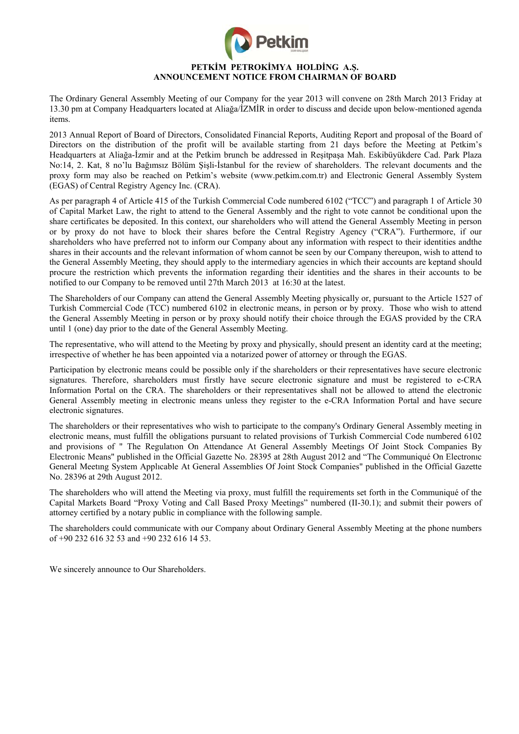# PETKİM PETROKİMYA HOLDİNG A.Ş.
## ANNOUNCEMENT NOTICE FROM CHAIRMAN OF BOARD

The Ordinary General Assembly Meeting of our Company for the year 2013 will convene on 28th March 2013 Friday at 13.30 pm at Company Headquarters located at Aliağa/İZMİR in order to discuss and decide upon below-mentioned agenda items.

2013 Annual Report of Board of Directors, Consolidated Financial Reports, Auditing Report and proposal of the Board of Directors on the distribution of the profit will be available starting from 21 days before the Meeting at Petkim's Headquarters at Aliağa-İzmir and at the Petkim brunch be addressed in Reşitpaşa Mah. Eskibüyükdere Cad. Park Plaza No:14, 2. Kat, 8 no'lu Bağımsız Bölüm Şişli-İstanbul for the review of shareholders. The relevant documents and the proxy form may also be reached on Petkim's website (www.petkim.com.tr) and Electronic General Assembly System (EGAS) of Central Registry Agency Inc. (CRA).

As per paragraph 4 of Article 415 of the Turkish Commercial Code numbered 6102 ("TCC") and paragraph 1 of Article 30 of Capital Market Law, the right to attend to the General Assembly and the right to vote cannot be conditional upon the share certificates be deposited. In this context, our shareholders who will attend the General Assembly Meeting in person or by proxy do not have to block their shares before the Central Registry Agency ("CRA"). Furthermore, if our shareholders who have preferred not to inform our Company about any information with respect to their identities andthe shares in their accounts and the relevant information of whom cannot be seen by our Company thereupon, wish to attend to the General Assembly Meeting, they should apply to the intermediary agencies in which their accounts are keptand should procure the restriction which prevents the information regarding their identities and the shares in their accounts to be notified to our Company to be removed until 27th March 2013 at 16:30 at the latest.

The Shareholders of our Company can attend the General Assembly Meeting physically or, pursuant to the Article 1527 of Turkish Commercial Code (TCC) numbered 6102 in electronic means, in person or by proxy. Those who wish to attend the General Assembly Meeting in person or by proxy should notify their choice through the EGAS provided by the CRA until 1 (one) day prior to the date of the General Assembly Meeting.

The representative, who will attend to the Meeting by proxy and physically, should present an identity card at the meeting; irrespective of whether he has been appointed via a notarized power of attorney or through the EGAS.

Participation by electronic means could be possible only if the shareholders or their representatives have secure electronic signatures. Therefore, shareholders must firstly have secure electronic signature and must be registered to e-CRA Information Portal on the CRA. The shareholders or their representatives shall not be allowed to attend the electronic General Assembly meeting in electronic means unless they register to the e-CRA Information Portal and have secure electronic signatures.

The shareholders or their representatives who wish to participate to the company's Ordinary General Assembly meeting in electronic means, must fulfill the obligations pursuant to related provisions of Turkish Commercial Code numbered 6102 and provisions of " The Regulatıon On Attendance At General Assembly Meetings Of Joint Stock Companies By Electronic Means" published in the Official Gazette No. 28395 at 28th August 2012 and "The Communiqué On Electronıc General Meetıng System Applıcable At General Assemblies Of Joint Stock Companies" published in the Official Gazette No. 28396 at 29th August 2012.

The shareholders who will attend the Meeting via proxy, must fulfill the requirements set forth in the Communiqué of the Capital Markets Board "Proxy Voting and Call Based Proxy Meetings" numbered (II-30.1); and submit their powers of attorney certified by a notary public in compliance with the following sample.

The shareholders could communicate with our Company about Ordinary General Assembly Meeting at the phone numbers of +90 232 616 32 53 and +90 232 616 14 53.

We sincerely announce to Our Shareholders.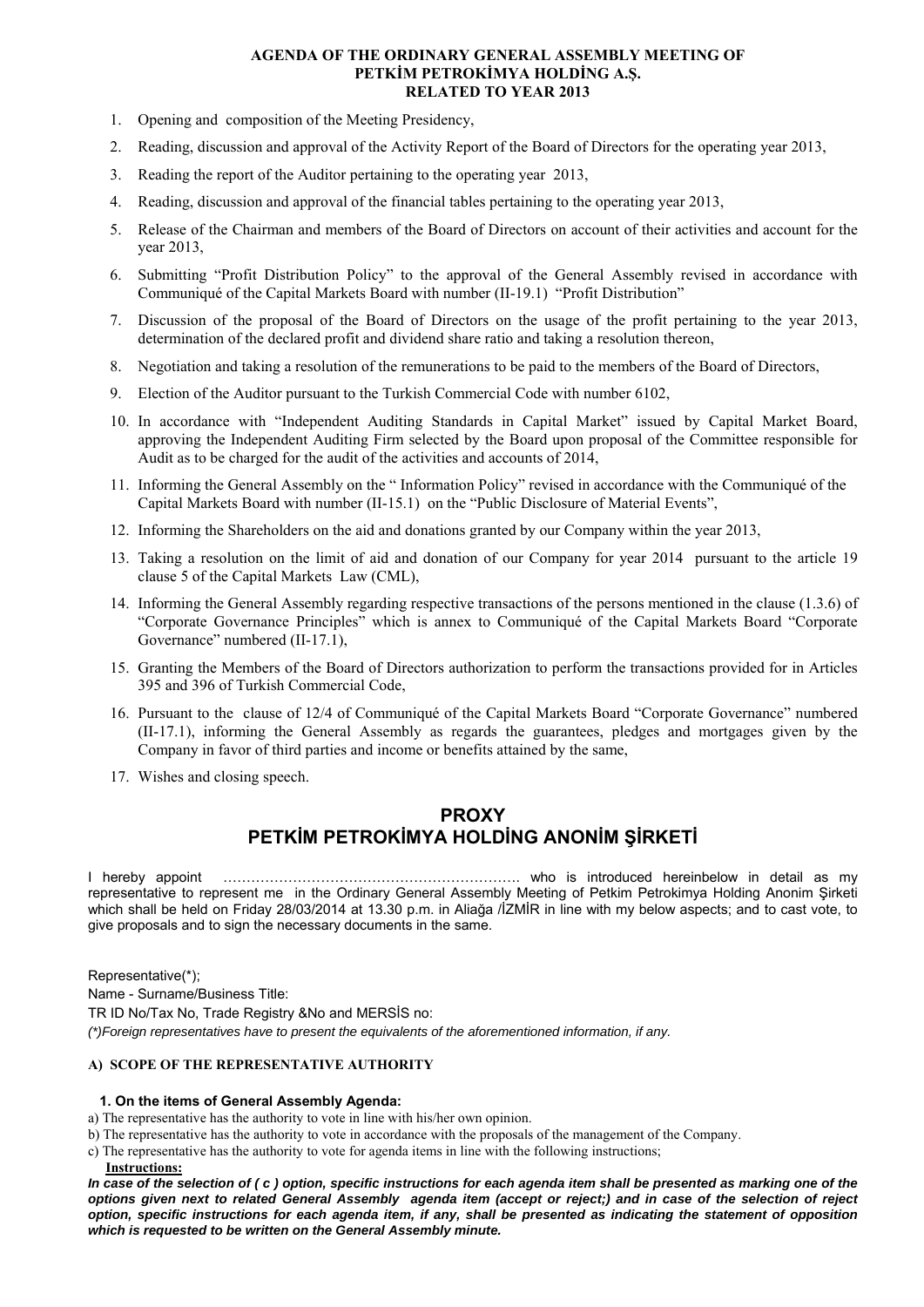# AGENDA OF THE ORDINARY GENERAL ASSEMBLY MEETING OF PETKİM PETROKİMYA HOLDİNG A.Ş. RELATED TO YEAR 2013

1. Opening and composition of the Meeting Presidency,
2. Reading, discussion and approval of the Activity Report of the Board of Directors for the operating year 2013,
3. Reading the report of the Auditor pertaining to the operating year 2013,
4. Reading, discussion and approval of the financial tables pertaining to the operating year 2013,
5. Release of the Chairman and members of the Board of Directors on account of their activities and account for the year 2013,
6. Submitting "Profit Distribution Policy" to the approval of the General Assembly revised in accordance with Communiqué of the Capital Markets Board with number (II-19.1) "Profit Distribution"
7. Discussion of the proposal of the Board of Directors on the usage of the profit pertaining to the year 2013, determination of the declared profit and dividend share ratio and taking a resolution thereon,
8. Negotiation and taking a resolution of the remunerations to be paid to the members of the Board of Directors,
9. Election of the Auditor pursuant to the Turkish Commercial Code with number 6102,
10. In accordance with "Independent Auditing Standards in Capital Market" issued by Capital Market Board, approving the Independent Auditing Firm selected by the Board upon proposal of the Committee responsible for Audit as to be charged for the audit of the activities and accounts of 2014,
11. Informing the General Assembly on the " Information Policy" revised in accordance with the Communiqué of the Capital Markets Board with number (II-15.1) on the "Public Disclosure of Material Events",
12. Informing the Shareholders on the aid and donations granted by our Company within the year 2013,
13. Taking a resolution on the limit of aid and donation of our Company for year 2014 pursuant to the article 19 clause 5 of the Capital Markets Law (CML),
14. Informing the General Assembly regarding respective transactions of the persons mentioned in the clause (1.3.6) of "Corporate Governance Principles" which is annex to Communiqué of the Capital Markets Board "Corporate Governance" numbered (II-17.1),
15. Granting the Members of the Board of Directors authorization to perform the transactions provided for in Articles 395 and 396 of Turkish Commercial Code,
16. Pursuant to the clause of 12/4 of Communiqué of the Capital Markets Board "Corporate Governance" numbered (II-17.1), informing the General Assembly as regards the guarantees, pledges and mortgages given by the Company in favor of third parties and income or benefits attained by the same,
17. Wishes and closing speech.

## PROXY
## PETKİM PETROKİMYA HOLDİNG ANONİM ŞİRKETİ

I hereby appoint ………………………………………………………. who is introduced hereinbelow in detail as my representative to represent me in the Ordinary General Assembly Meeting of Petkim Petrokimya Holding Anonim Şirketi which shall be held on Friday 28/03/2014 at 13.30 p.m. in Aliağa /İZMİR in line with my below aspects; and to cast vote, to give proposals and to sign the necessary documents in the same.

Representative(*);

Name - Surname/Business Title:

TR ID No/Tax No, Trade Registry &No and MERSİS no:

*(*)Foreign representatives have to present the equivalents of the aforementioned information, if any.*

**A) SCOPE OF THE REPRESENTATIVE AUTHORITY**

**1. On the items of General Assembly Agenda:**

a) The representative has the authority to vote in line with his/her own opinion.

b) The representative has the authority to vote in accordance with the proposals of the management of the Company.

c) The representative has the authority to vote for agenda items in line with the following instructions;

**Instructions:**

***In case of the selection of ( c ) option, specific instructions for each agenda item shall be presented as marking one of the options given next to related General Assembly agenda item (accept or reject;) and in case of the selection of reject option, specific instructions for each agenda item, if any, shall be presented as indicating the statement of opposition which is requested to be written on the General Assembly minute.***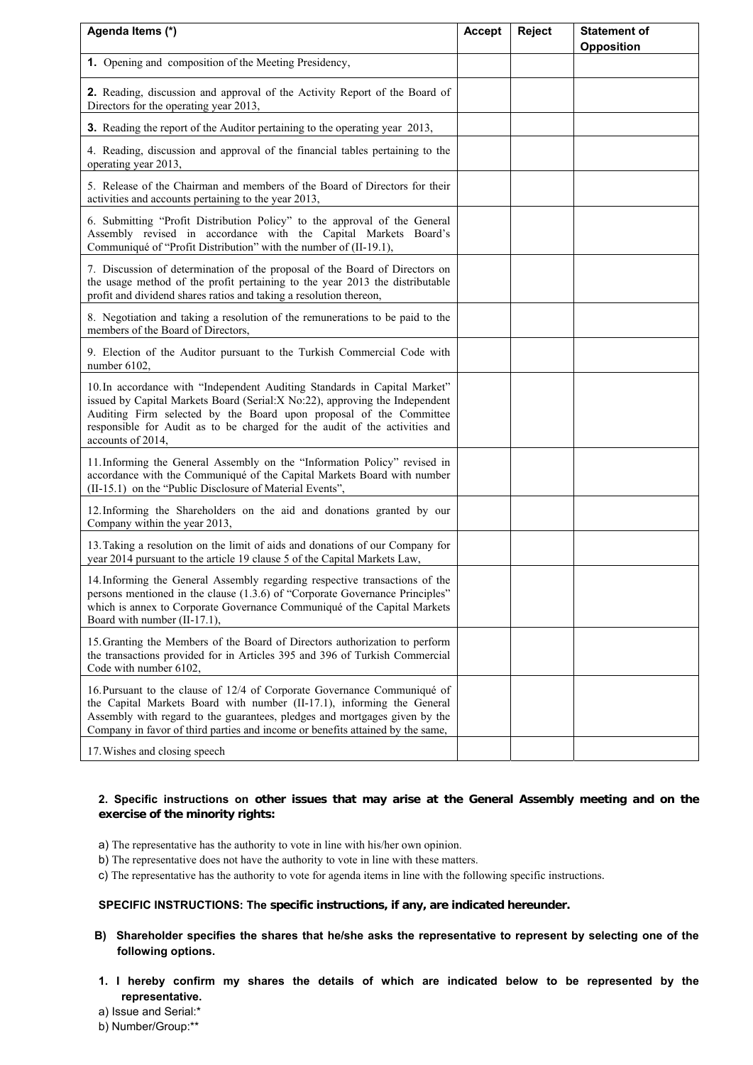| Agenda Items (*) | Accept | Reject | Statement of Opposition |
| --- | --- | --- | --- |
| **1.** Opening and composition of the Meeting Presidency, | | | |
| **2.** Reading, discussion and approval of the Activity Report of the Board of Directors for the operating year 2013, | | | |
| **3.** Reading the report of the Auditor pertaining to the operating year 2013, | | | |
| 4. Reading, discussion and approval of the financial tables pertaining to the operating year 2013, | | | |
| 5. Release of the Chairman and members of the Board of Directors for their activities and accounts pertaining to the year 2013, | | | |
| 6. Submitting "Profit Distribution Policy" to the approval of the General Assembly revised in accordance with the Capital Markets Board's Communiqué of "Profit Distribution" with the number of (II-19.1), | | | |
| 7. Discussion of determination of the proposal of the Board of Directors on the usage method of the profit pertaining to the year 2013 the distributable profit and dividend shares ratios and taking a resolution thereon, | | | |
| 8. Negotiation and taking a resolution of the remunerations to be paid to the members of the Board of Directors, | | | |
| 9. Election of the Auditor pursuant to the Turkish Commercial Code with number 6102, | | | |
| 10. In accordance with "Independent Auditing Standards in Capital Market" issued by Capital Markets Board (Serial:X No:22), approving the Independent Auditing Firm selected by the Board upon proposal of the Committee responsible for Audit as to be charged for the audit of the activities and accounts of 2014, | | | |
| 11. Informing the General Assembly on the "Information Policy" revised in accordance with the Communiqué of the Capital Markets Board with number (II-15.1) on the "Public Disclosure of Material Events", | | | |
| 12. Informing the Shareholders on the aid and donations granted by our Company within the year 2013, | | | |
| 13. Taking a resolution on the limit of aids and donations of our Company for year 2014 pursuant to the article 19 clause 5 of the Capital Markets Law, | | | |
| 14. Informing the General Assembly regarding respective transactions of the persons mentioned in the clause (1.3.6) of "Corporate Governance Principles" which is annex to Corporate Governance Communiqué of the Capital Markets Board with number (II-17.1), | | | |
| 15. Granting the Members of the Board of Directors authorization to perform the transactions provided for in Articles 395 and 396 of Turkish Commercial Code with number 6102, | | | |
| 16. Pursuant to the clause of 12/4 of Corporate Governance Communiqué of the Capital Markets Board with number (II-17.1), informing the General Assembly with regard to the guarantees, pledges and mortgages given by the Company in favor of third parties and income or benefits attained by the same, | | | |
| 17. Wishes and closing speech | | | |

**2. Specific instructions on other issues that may arise at the General Assembly meeting and on the exercise of the minority rights:**

a) The representative has the authority to vote in line with his/her own opinion.

b) The representative does not have the authority to vote in line with these matters.

c) The representative has the authority to vote for agenda items in line with the following specific instructions.

**SPECIFIC INSTRUCTIONS: The specific instructions, if any, are indicated hereunder.**

**B) Shareholder specifies the shares that he/she asks the representative to represent by selecting one of the following options.**

**1. I hereby confirm my shares the details of which are indicated below to be represented by the representative.**

a) Issue and Serial:*

b) Number/Group:**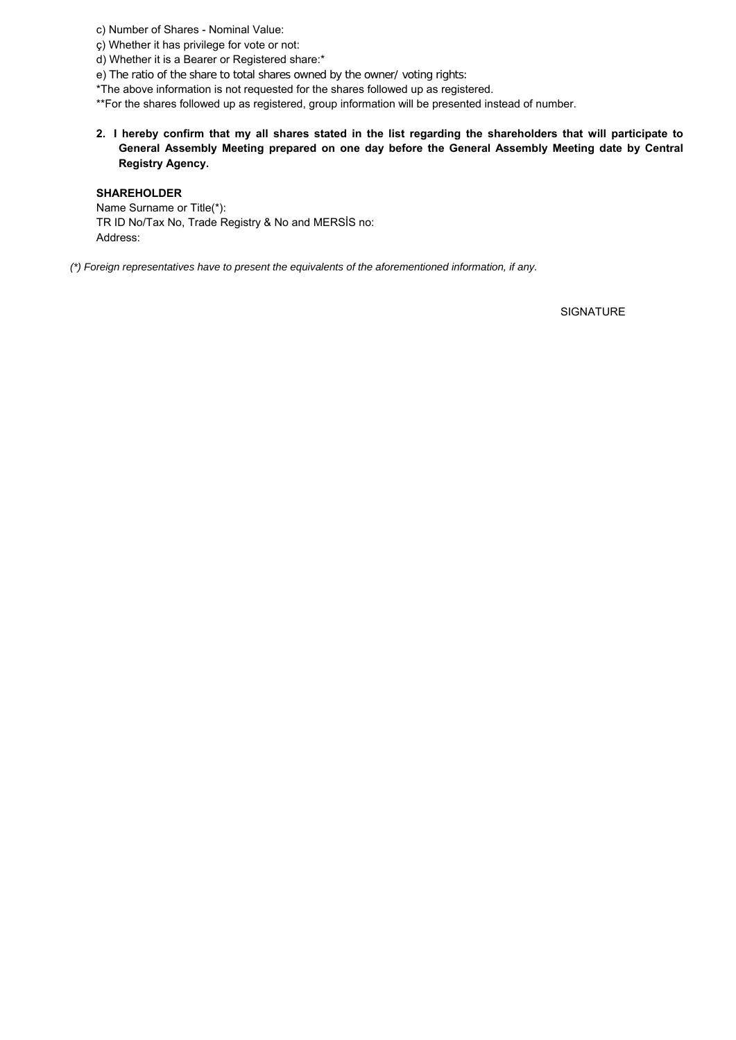c) Number of Shares - Nominal Value:

ç) Whether it has privilege for vote or not:

d) Whether it is a Bearer or Registered share:*

e) The ratio of the share to total shares owned by the owner/ voting rights:

*The above information is not requested for the shares followed up as registered.

**For the shares followed up as registered, group information will be presented instead of number.

**2. I hereby confirm that my all shares stated in the list regarding the shareholders that will participate to General Assembly Meeting prepared on one day before the General Assembly Meeting date by Central Registry Agency.**

**SHAREHOLDER**

Name Surname or Title(*):

TR ID No/Tax No, Trade Registry & No and MERSİS no:

Address:

*(*) Foreign representatives have to present the equivalents of the aforementioned information, if any.*

SIGNATURE